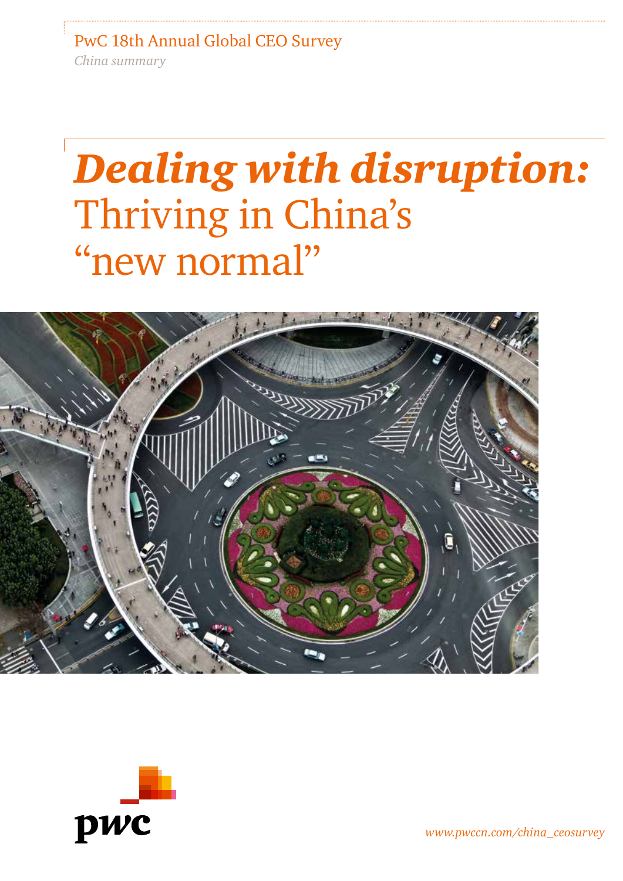PwC 18th Annual Global CEO Survey

*China summary*

# ***Dealing with disruption:*** Thriving in China's "new normal"

pwc

*www.pwccn.com/china_ceosurvey*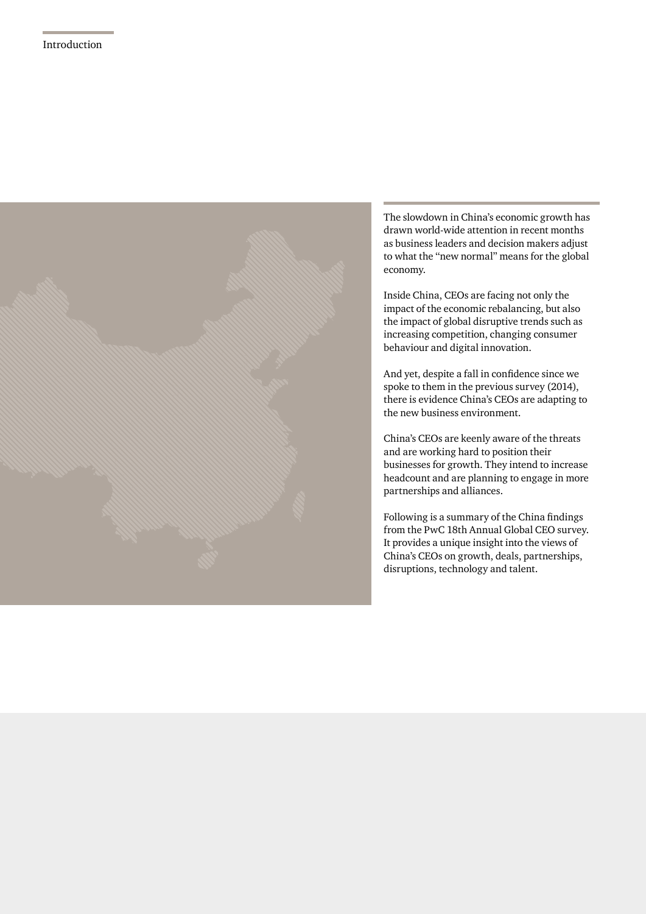# Introduction

The slowdown in China's economic growth has drawn world-wide attention in recent months as business leaders and decision makers adjust to what the "new normal" means for the global economy.

Inside China, CEOs are facing not only the impact of the economic rebalancing, but also the impact of global disruptive trends such as increasing competition, changing consumer behaviour and digital innovation.

And yet, despite a fall in confidence since we spoke to them in the previous survey (2014), there is evidence China's CEOs are adapting to the new business environment.

China's CEOs are keenly aware of the threats and are working hard to position their businesses for growth. They intend to increase headcount and are planning to engage in more partnerships and alliances.

Following is a summary of the China findings from the PwC 18th Annual Global CEO survey. It provides a unique insight into the views of China's CEOs on growth, deals, partnerships, disruptions, technology and talent.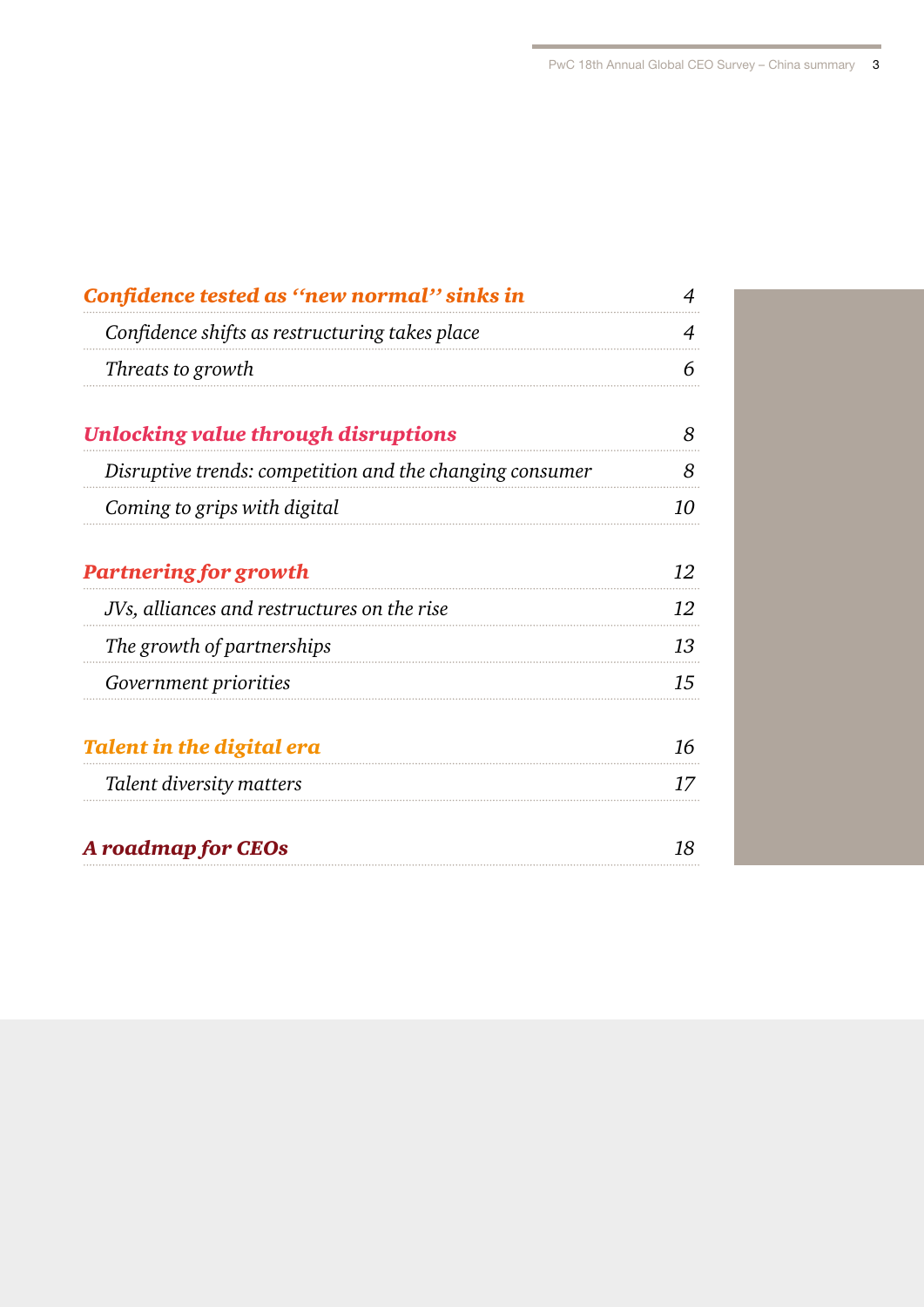| | |
|---|---|
| ***Confidence tested as "new normal" sinks in*** | *4* |
| *Confidence shifts as restructuring takes place* | *4* |
| *Threats to growth* | *6* |
| ***Unlocking value through disruptions*** | *8* |
| *Disruptive trends: competition and the changing consumer* | *8* |
| *Coming to grips with digital* | *10* |
| ***Partnering for growth*** | *12* |
| *JVs, alliances and restructures on the rise* | *12* |
| *The growth of partnerships* | *13* |
| *Government priorities* | *15* |
| ***Talent in the digital era*** | *16* |
| *Talent diversity matters* | *17* |
| ***A roadmap for CEOs*** | *18* |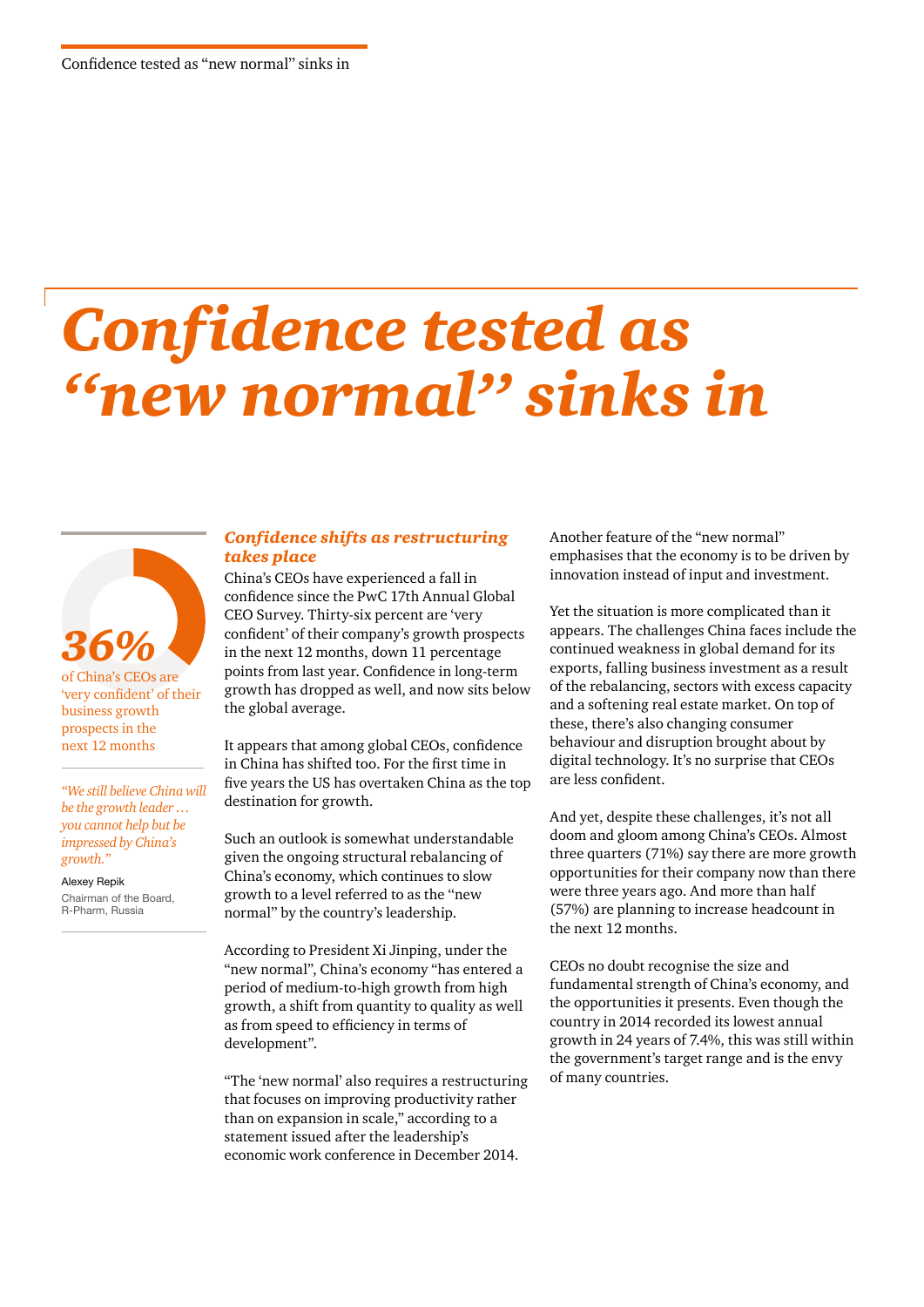# *Confidence tested as "new normal" sinks in*

**36%**

of China's CEOs are 'very confident' of their business growth prospects in the next 12 months

*"We still believe China will be the growth leader … you cannot help but be impressed by China's growth."*

Alexey Repik
Chairman of the Board, R-Pharm, Russia

### *Confidence shifts as restructuring takes place*

China's CEOs have experienced a fall in confidence since the PwC 17th Annual Global CEO Survey. Thirty-six percent are 'very confident' of their company's growth prospects in the next 12 months, down 11 percentage points from last year. Confidence in long-term growth has dropped as well, and now sits below the global average.

It appears that among global CEOs, confidence in China has shifted too. For the first time in five years the US has overtaken China as the top destination for growth.

Such an outlook is somewhat understandable given the ongoing structural rebalancing of China's economy, which continues to slow growth to a level referred to as the "new normal" by the country's leadership.

According to President Xi Jinping, under the "new normal", China's economy "has entered a period of medium-to-high growth from high growth, a shift from quantity to quality as well as from speed to efficiency in terms of development".

"The 'new normal' also requires a restructuring that focuses on improving productivity rather than on expansion in scale," according to a statement issued after the leadership's economic work conference in December 2014.

Another feature of the "new normal" emphasises that the economy is to be driven by innovation instead of input and investment.

Yet the situation is more complicated than it appears. The challenges China faces include the continued weakness in global demand for its exports, falling business investment as a result of the rebalancing, sectors with excess capacity and a softening real estate market. On top of these, there's also changing consumer behaviour and disruption brought about by digital technology. It's no surprise that CEOs are less confident.

And yet, despite these challenges, it's not all doom and gloom among China's CEOs. Almost three quarters (71%) say there are more growth opportunities for their company now than there were three years ago. And more than half (57%) are planning to increase headcount in the next 12 months.

CEOs no doubt recognise the size and fundamental strength of China's economy, and the opportunities it presents. Even though the country in 2014 recorded its lowest annual growth in 24 years of 7.4%, this was still within the government's target range and is the envy of many countries.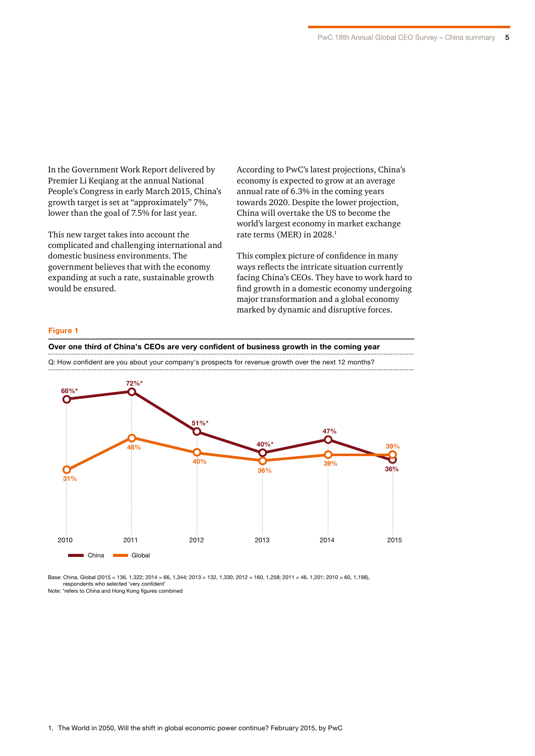In the Government Work Report delivered by Premier Li Keqiang at the annual National People's Congress in early March 2015, China's growth target is set at "approximately" 7%, lower than the goal of 7.5% for last year.

This new target takes into account the complicated and challenging international and domestic business environments. The government believes that with the economy expanding at such a rate, sustainable growth would be ensured.

According to PwC's latest projections, China's economy is expected to grow at an average annual rate of 6.3% in the coming years towards 2020. Despite the lower projection, China will overtake the US to become the world's largest economy in market exchange rate terms (MER) in 2028.[1]

This complex picture of confidence in many ways reflects the intricate situation currently facing China's CEOs. They have to work hard to find growth in a domestic economy undergoing major transformation and a global economy marked by dynamic and disruptive forces.

**Figure 1**

**Over one third of China's CEOs are very confident of business growth in the coming year**

Q: How confident are you about your company's prospects for revenue growth over the next 12 months?

| | 2010 | 2011 | 2012 | 2013 | 2014 | 2015 |
|---|---|---|---|---|---|---|
| China | 68%* | 72%* | 51%* | 40%* | 47% | 36% |
| Global | 31% | 48% | 40% | 36% | 39% | 39% |

Base: China, Global (2015 = 136, 1,322; 2014 = 66, 1,344; 2013 = 132, 1,330; 2012 = 160, 1,258; 2011 = 46, 1,201; 2010 = 60, 1,198), respondents who selected 'very confident'

Note: *refers to China and Hong Kong figures combined

1. The World in 2050, Will the shift in global economic power continue? February 2015, by PwC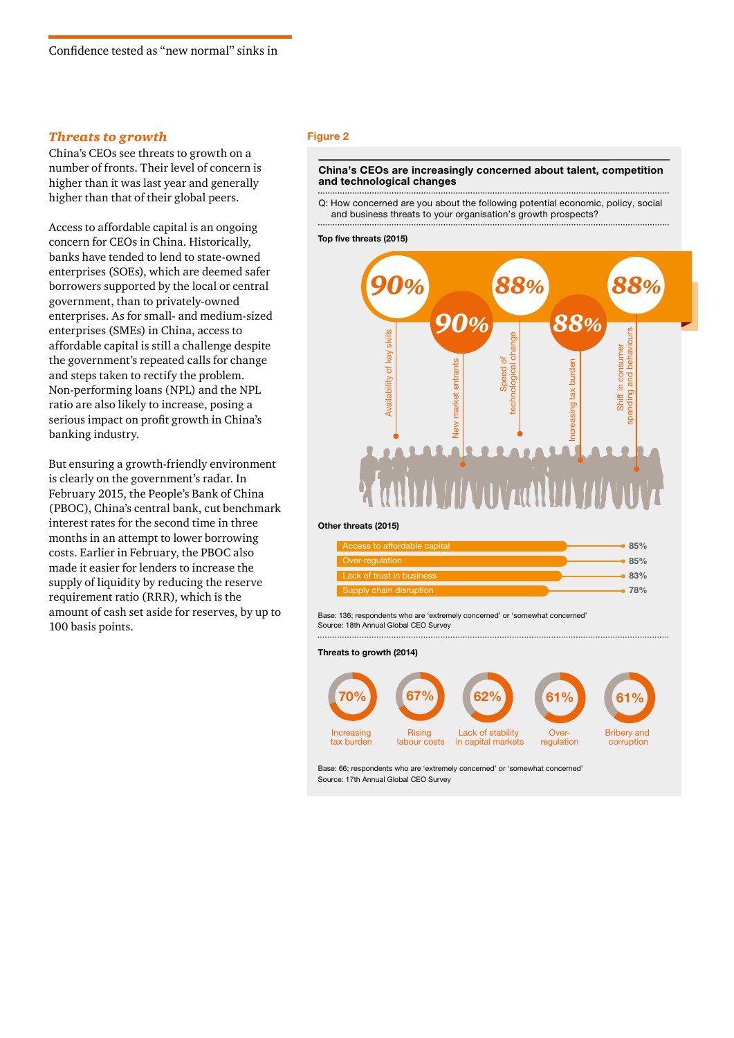### *Threats to growth*

China's CEOs see threats to growth on a number of fronts. Their level of concern is higher than it was last year and generally higher than that of their global peers.

Access to affordable capital is an ongoing concern for CEOs in China. Historically, banks have tended to lend to state-owned enterprises (SOEs), which are deemed safer borrowers supported by the local or central government, than to privately-owned enterprises. As for small- and medium-sized enterprises (SMEs) in China, access to affordable capital is still a challenge despite the government's repeated calls for change and steps taken to rectify the problem. Non-performing loans (NPL) and the NPL ratio are also likely to increase, posing a serious impact on profit growth in China's banking industry.

But ensuring a growth-friendly environment is clearly on the government's radar. In February 2015, the People's Bank of China (PBOC), China's central bank, cut benchmark interest rates for the second time in three months in an attempt to lower borrowing costs. Earlier in February, the PBOC also made it easier for lenders to increase the supply of liquidity by reducing the reserve requirement ratio (RRR), which is the amount of cash set aside for reserves, by up to 100 basis points.

**Figure 2**

**China's CEOs are increasingly concerned about talent, competition and technological changes**

Q: How concerned are you about the following potential economic, policy, social and business threats to your organisation's growth prospects?

**Top five threats (2015)**

| Threat | % |
|---|---|
| Availability of key skills | 90% |
| New market entrants | 90% |
| Speed of technological change | 88% |
| Increasing tax burden | 88% |
| Shift in consumer spending and behaviours | 88% |

**Other threats (2015)**

| Threat | % |
|---|---|
| Access to affordable capital | 85% |
| Over-regulation | 85% |
| Lack of trust in business | 83% |
| Supply chain disruption | 78% |

Base: 136; respondents who are 'extremely concerned' or 'somewhat concerned'
Source: 18th Annual Global CEO Survey

**Threats to growth (2014)**

| Threat | % |
|---|---|
| Increasing tax burden | 70% |
| Rising labour costs | 67% |
| Lack of stability in capital markets | 62% |
| Over-regulation | 61% |
| Bribery and corruption | 61% |

Base: 66; respondents who are 'extremely concerned' or 'somewhat concerned'
Source: 17th Annual Global CEO Survey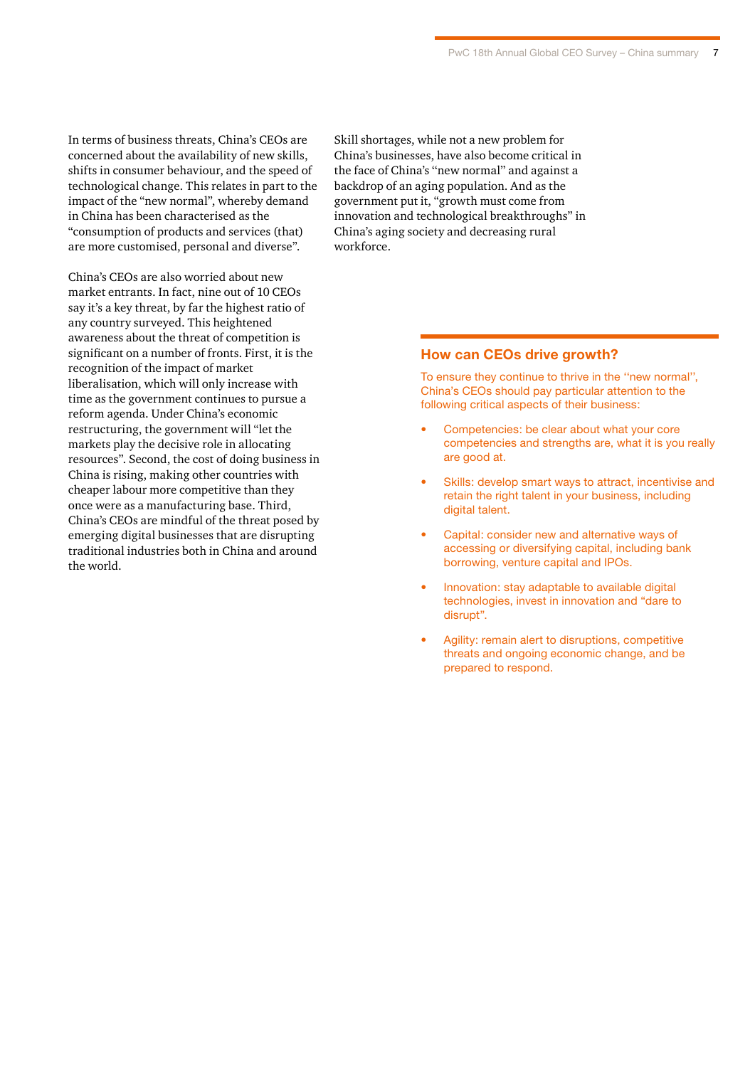In terms of business threats, China's CEOs are concerned about the availability of new skills, shifts in consumer behaviour, and the speed of technological change. This relates in part to the impact of the "new normal", whereby demand in China has been characterised as the "consumption of products and services (that) are more customised, personal and diverse".

China's CEOs are also worried about new market entrants. In fact, nine out of 10 CEOs say it's a key threat, by far the highest ratio of any country surveyed. This heightened awareness about the threat of competition is significant on a number of fronts. First, it is the recognition of the impact of market liberalisation, which will only increase with time as the government continues to pursue a reform agenda. Under China's economic restructuring, the government will "let the markets play the decisive role in allocating resources". Second, the cost of doing business in China is rising, making other countries with cheaper labour more competitive than they once were as a manufacturing base. Third, China's CEOs are mindful of the threat posed by emerging digital businesses that are disrupting traditional industries both in China and around the world.

Skill shortages, while not a new problem for China's businesses, have also become critical in the face of China's "new normal" and against a backdrop of an aging population. And as the government put it, "growth must come from innovation and technological breakthroughs" in China's aging society and decreasing rural workforce.

## How can CEOs drive growth?

To ensure they continue to thrive in the "new normal", China's CEOs should pay particular attention to the following critical aspects of their business:

- Competencies: be clear about what your core competencies and strengths are, what it is you really are good at.
- Skills: develop smart ways to attract, incentivise and retain the right talent in your business, including digital talent.
- Capital: consider new and alternative ways of accessing or diversifying capital, including bank borrowing, venture capital and IPOs.
- Innovation: stay adaptable to available digital technologies, invest in innovation and "dare to disrupt".
- Agility: remain alert to disruptions, competitive threats and ongoing economic change, and be prepared to respond.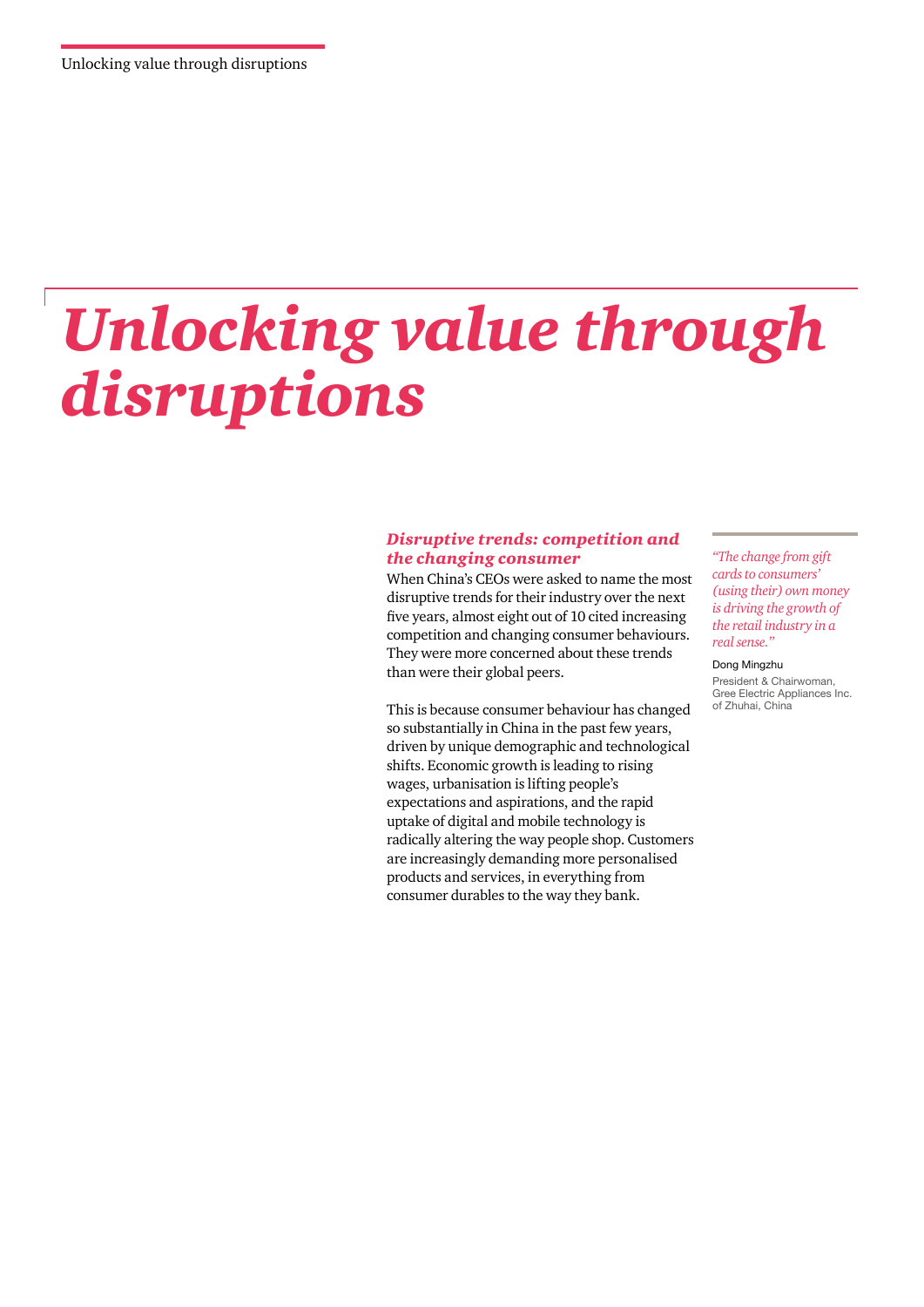# *Unlocking value through disruptions*

## *Disruptive trends: competition and the changing consumer*

When China's CEOs were asked to name the most disruptive trends for their industry over the next five years, almost eight out of 10 cited increasing competition and changing consumer behaviours. They were more concerned about these trends than were their global peers.

This is because consumer behaviour has changed so substantially in China in the past few years, driven by unique demographic and technological shifts. Economic growth is leading to rising wages, urbanisation is lifting people's expectations and aspirations, and the rapid uptake of digital and mobile technology is radically altering the way people shop. Customers are increasingly demanding more personalised products and services, in everything from consumer durables to the way they bank.

> *"The change from gift cards to consumers' (using their) own money is driving the growth of the retail industry in a real sense."*
>
> Dong Mingzhu
>
> President & Chairwoman, Gree Electric Appliances Inc. of Zhuhai, China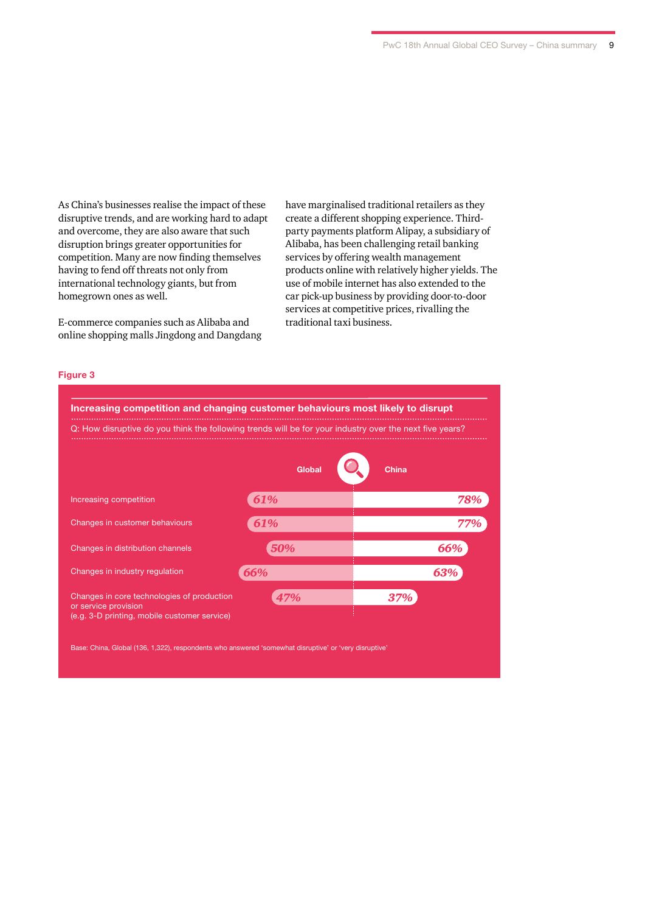As China's businesses realise the impact of these disruptive trends, and are working hard to adapt and overcome, they are also aware that such disruption brings greater opportunities for competition. Many are now finding themselves having to fend off threats not only from international technology giants, but from homegrown ones as well.

E-commerce companies such as Alibaba and online shopping malls Jingdong and Dangdang have marginalised traditional retailers as they create a different shopping experience. Third-party payments platform Alipay, a subsidiary of Alibaba, has been challenging retail banking services by offering wealth management products online with relatively higher yields. The use of mobile internet has also extended to the car pick-up business by providing door-to-door services at competitive prices, rivalling the traditional taxi business.

**Figure 3**

**Increasing competition and changing customer behaviours most likely to disrupt**

Q: How disruptive do you think the following trends will be for your industry over the next five years?

| | Global | China |
|---|---|---|
| Increasing competition | 61% | 78% |
| Changes in customer behaviours | 61% | 77% |
| Changes in distribution channels | 50% | 66% |
| Changes in industry regulation | 66% | 63% |
| Changes in core technologies of production or service provision (e.g. 3-D printing, mobile customer service) | 47% | 37% |

Base: China, Global (136, 1,322), respondents who answered 'somewhat disruptive' or 'very disruptive'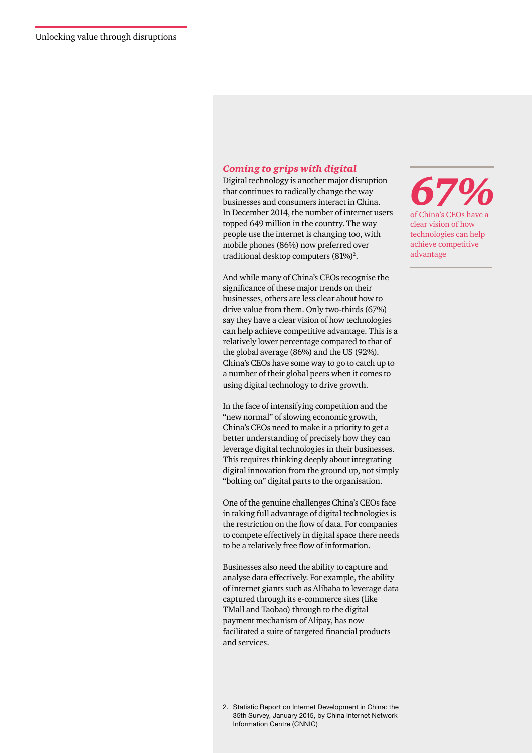## *Coming to grips with digital*

Digital technology is another major disruption that continues to radically change the way businesses and consumers interact in China. In December 2014, the number of internet users topped 649 million in the country. The way people use the internet is changing too, with mobile phones (86%) now preferred over traditional desktop computers (81%)[2].

And while many of China's CEOs recognise the significance of these major trends on their businesses, others are less clear about how to drive value from them. Only two-thirds (67%) say they have a clear vision of how technologies can help achieve competitive advantage. This is a relatively lower percentage compared to that of the global average (86%) and the US (92%). China's CEOs have some way to go to catch up to a number of their global peers when it comes to using digital technology to drive growth.

In the face of intensifying competition and the "new normal" of slowing economic growth, China's CEOs need to make it a priority to get a better understanding of precisely how they can leverage digital technologies in their businesses. This requires thinking deeply about integrating digital innovation from the ground up, not simply "bolting on" digital parts to the organisation.

One of the genuine challenges China's CEOs face in taking full advantage of digital technologies is the restriction on the flow of data. For companies to compete effectively in digital space there needs to be a relatively free flow of information.

Businesses also need the ability to capture and analyse data effectively. For example, the ability of internet giants such as Alibaba to leverage data captured through its e-commerce sites (like TMall and Taobao) through to the digital payment mechanism of Alipay, has now facilitated a suite of targeted financial products and services.

**67%**

of China's CEOs have a clear vision of how technologies can help achieve competitive advantage

2. Statistic Report on Internet Development in China: the 35th Survey, January 2015, by China Internet Network Information Centre (CNNIC)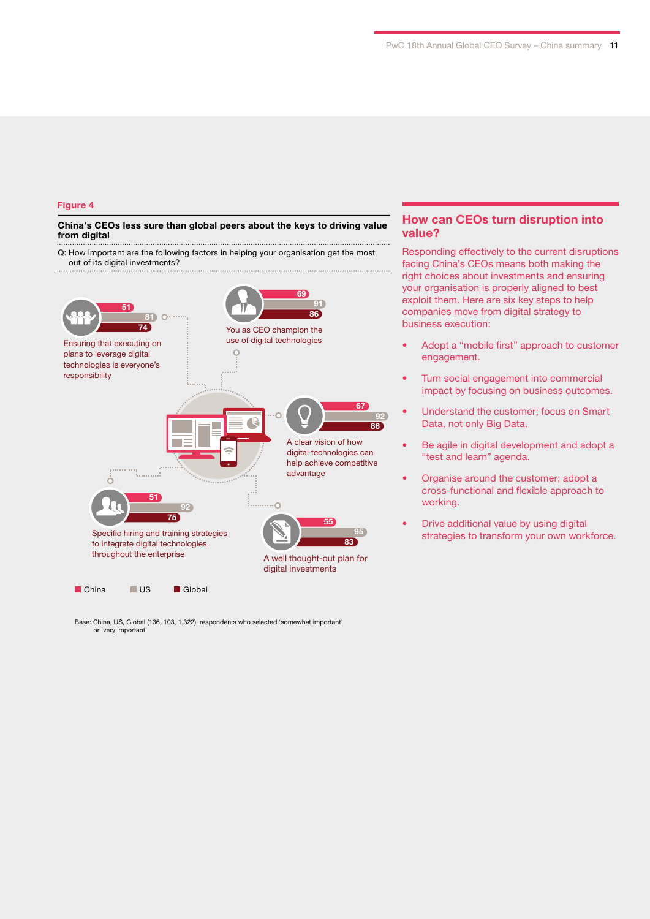**Figure 4**

**China's CEOs less sure than global peers about the keys to driving value from digital**

Q: How important are the following factors in helping your organisation get the most out of its digital investments?

| Factor | China | US | Global |
|---|---|---|---|
| Ensuring that executing on plans to leverage digital technologies is everyone's responsibility | 51 | 81 | 74 |
| You as CEO champion the use of digital technologies | 69 | 91 | 86 |
| A clear vision of how digital technologies can help achieve competitive advantage | 67 | 92 | 86 |
| Specific hiring and training strategies to integrate digital technologies throughout the enterprise | 51 | 92 | 75 |
| A well thought-out plan for digital investments | 55 | 95 | 83 |

Base: China, US, Global (136, 103, 1,322), respondents who selected 'somewhat important' or 'very important'

## How can CEOs turn disruption into value?

Responding effectively to the current disruptions facing China's CEOs means both making the right choices about investments and ensuring your organisation is properly aligned to best exploit them. Here are six key steps to help companies move from digital strategy to business execution:

- Adopt a "mobile first" approach to customer engagement.
- Turn social engagement into commercial impact by focusing on business outcomes.
- Understand the customer; focus on Smart Data, not only Big Data.
- Be agile in digital development and adopt a "test and learn" agenda.
- Organise around the customer; adopt a cross-functional and flexible approach to working.
- Drive additional value by using digital strategies to transform your own workforce.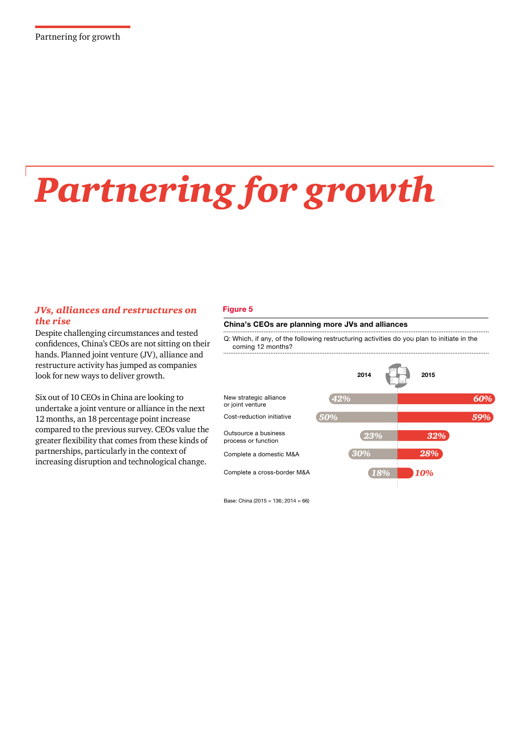# Partnering for growth

### *JVs, alliances and restructures on the rise*

Despite challenging circumstances and tested confidences, China's CEOs are not sitting on their hands. Planned joint venture (JV), alliance and restructure activity has jumped as companies look for new ways to deliver growth.

Six out of 10 CEOs in China are looking to undertake a joint venture or alliance in the next 12 months, an 18 percentage point increase compared to the previous survey. CEOs value the greater flexibility that comes from these kinds of partnerships, particularly in the context of increasing disruption and technological change.

**Figure 5**

**China's CEOs are planning more JVs and alliances**

Q: Which, if any, of the following restructuring activities do you plan to initiate in the coming 12 months?

| | 2014 | 2015 |
|---|---|---|
| New strategic alliance or joint venture | 42% | 60% |
| Cost-reduction initiative | 50% | 59% |
| Outsource a business process or function | 23% | 32% |
| Complete a domestic M&A | 30% | 28% |
| Complete a cross-border M&A | 18% | 10% |

Base: China (2015 = 136; 2014 = 66)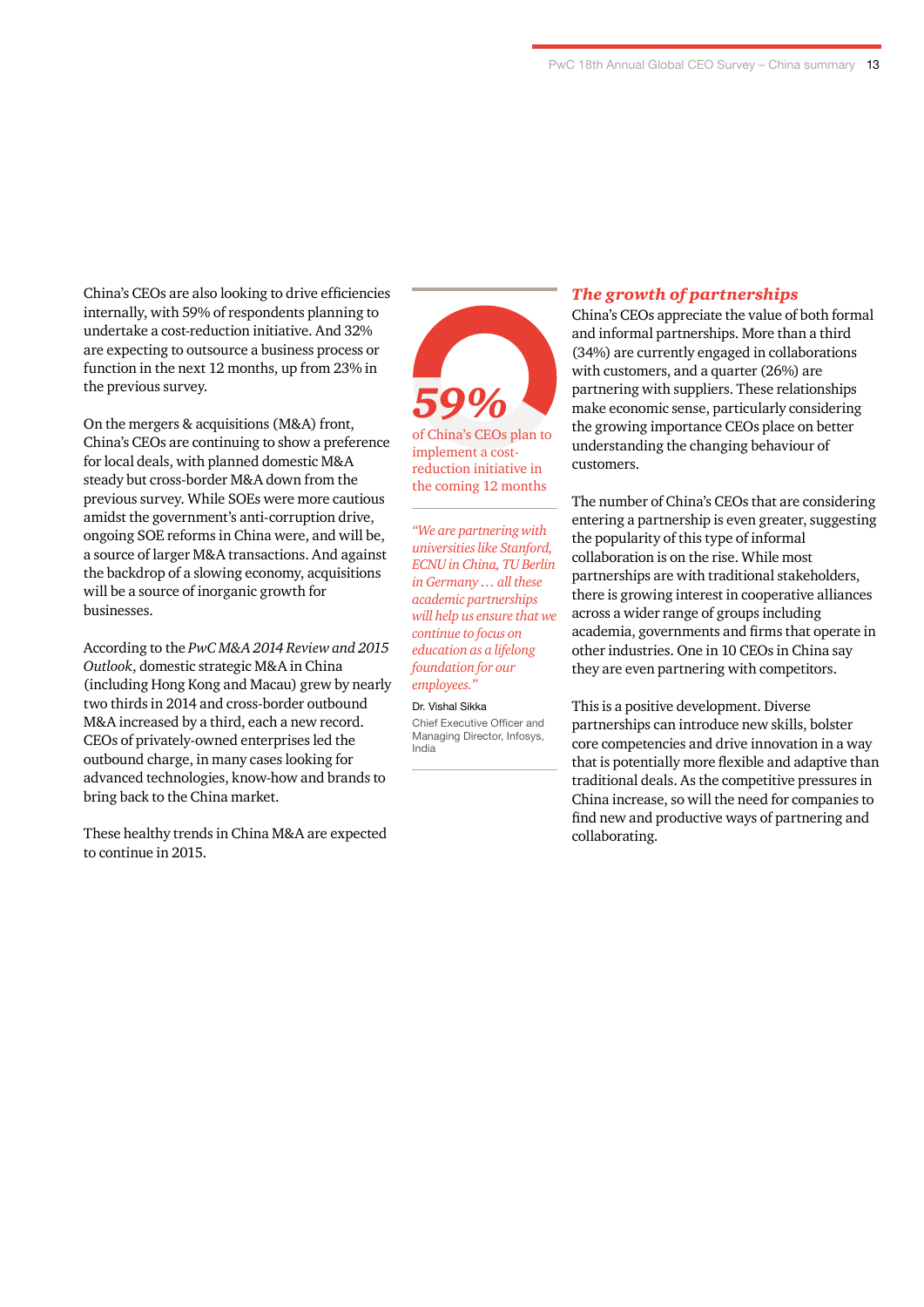China's CEOs are also looking to drive efficiencies internally, with 59% of respondents planning to undertake a cost-reduction initiative. And 32% are expecting to outsource a business process or function in the next 12 months, up from 23% in the previous survey.

On the mergers & acquisitions (M&A) front, China's CEOs are continuing to show a preference for local deals, with planned domestic M&A steady but cross-border M&A down from the previous survey. While SOEs were more cautious amidst the government's anti-corruption drive, ongoing SOE reforms in China were, and will be, a source of larger M&A transactions. And against the backdrop of a slowing economy, acquisitions will be a source of inorganic growth for businesses.

According to the *PwC M&A 2014 Review and 2015 Outlook*, domestic strategic M&A in China (including Hong Kong and Macau) grew by nearly two thirds in 2014 and cross-border outbound M&A increased by a third, each a new record. CEOs of privately-owned enterprises led the outbound charge, in many cases looking for advanced technologies, know-how and brands to bring back to the China market.

These healthy trends in China M&A are expected to continue in 2015.

***59%***

of China's CEOs plan to implement a cost-reduction initiative in the coming 12 months

*"We are partnering with universities like Stanford, ECNU in China, TU Berlin in Germany … all these academic partnerships will help us ensure that we continue to focus on education as a lifelong foundation for our employees."*

Dr. Vishal Sikka
Chief Executive Officer and Managing Director, Infosys, India

## *The growth of partnerships*

China's CEOs appreciate the value of both formal and informal partnerships. More than a third (34%) are currently engaged in collaborations with customers, and a quarter (26%) are partnering with suppliers. These relationships make economic sense, particularly considering the growing importance CEOs place on better understanding the changing behaviour of customers.

The number of China's CEOs that are considering entering a partnership is even greater, suggesting the popularity of this type of informal collaboration is on the rise. While most partnerships are with traditional stakeholders, there is growing interest in cooperative alliances across a wider range of groups including academia, governments and firms that operate in other industries. One in 10 CEOs in China say they are even partnering with competitors.

This is a positive development. Diverse partnerships can introduce new skills, bolster core competencies and drive innovation in a way that is potentially more flexible and adaptive than traditional deals. As the competitive pressures in China increase, so will the need for companies to find new and productive ways of partnering and collaborating.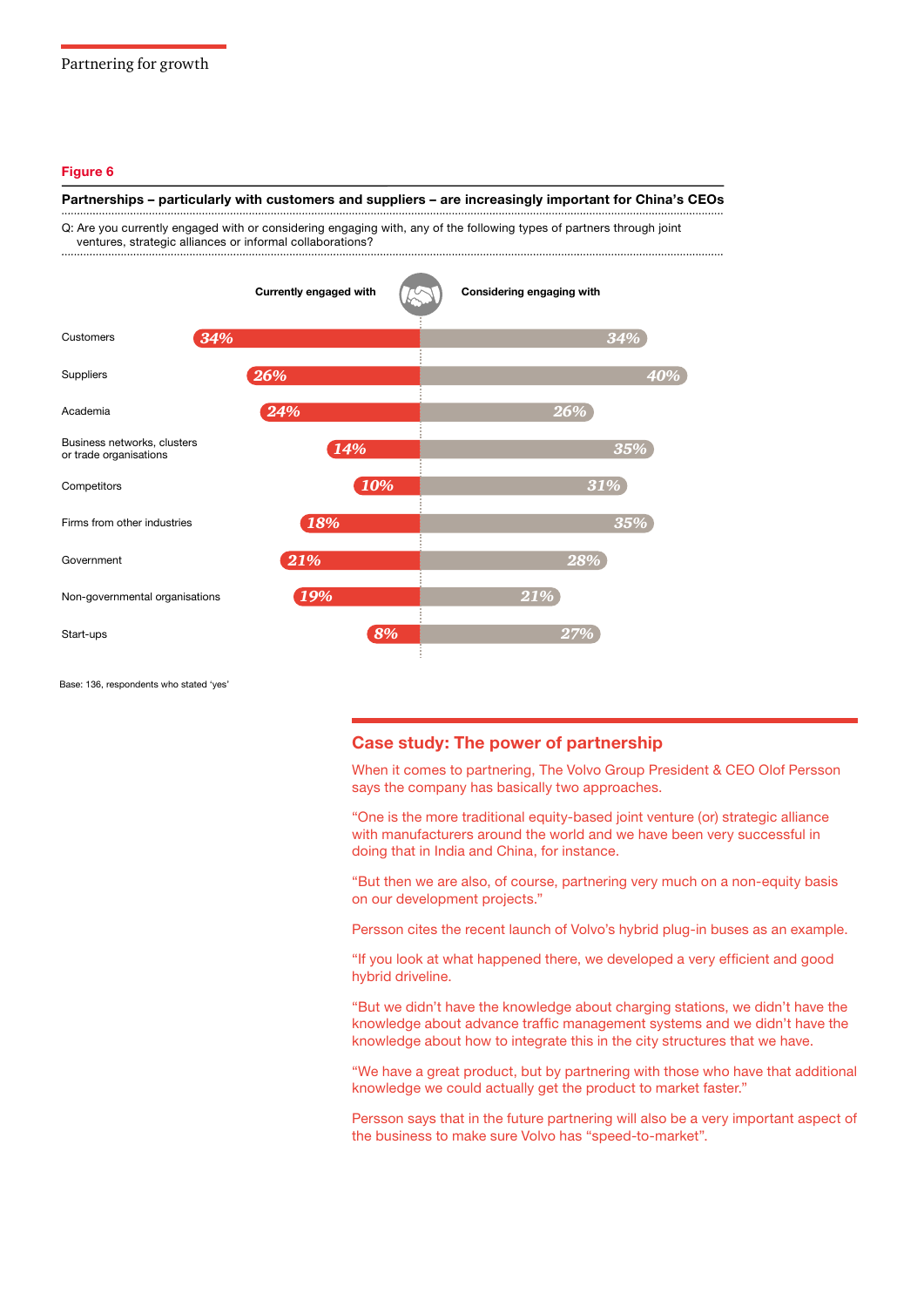**Figure 6**

**Partnerships – particularly with customers and suppliers – are increasingly important for China's CEOs**

Q: Are you currently engaged with or considering engaging with, any of the following types of partners through joint ventures, strategic alliances or informal collaborations?

| | Currently engaged with | Considering engaging with |
|---|---|---|
| Customers | 34% | 34% |
| Suppliers | 26% | 40% |
| Academia | 24% | 26% |
| Business networks, clusters or trade organisations | 14% | 35% |
| Competitors | 10% | 31% |
| Firms from other industries | 18% | 35% |
| Government | 21% | 28% |
| Non-governmental organisations | 19% | 21% |
| Start-ups | 8% | 27% |

Base: 136, respondents who stated 'yes'

## Case study: The power of partnership

When it comes to partnering, The Volvo Group President & CEO Olof Persson says the company has basically two approaches.

"One is the more traditional equity-based joint venture (or) strategic alliance with manufacturers around the world and we have been very successful in doing that in India and China, for instance.

"But then we are also, of course, partnering very much on a non-equity basis on our development projects."

Persson cites the recent launch of Volvo's hybrid plug-in buses as an example.

"If you look at what happened there, we developed a very efficient and good hybrid driveline.

"But we didn't have the knowledge about charging stations, we didn't have the knowledge about advance traffic management systems and we didn't have the knowledge about how to integrate this in the city structures that we have.

"We have a great product, but by partnering with those who have that additional knowledge we could actually get the product to market faster."

Persson says that in the future partnering will also be a very important aspect of the business to make sure Volvo has "speed-to-market".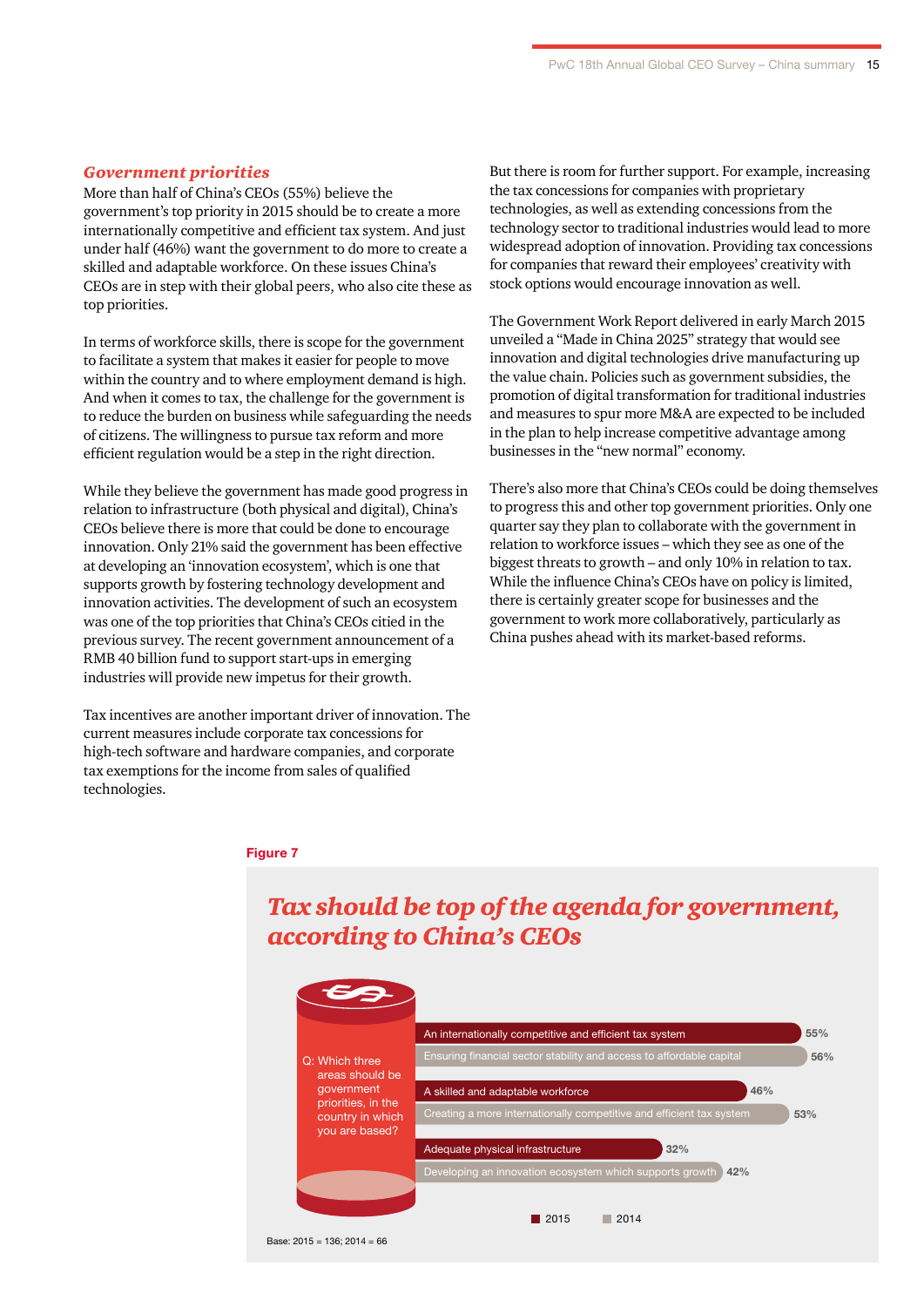## *Government priorities*

More than half of China's CEOs (55%) believe the government's top priority in 2015 should be to create a more internationally competitive and efficient tax system. And just under half (46%) want the government to do more to create a skilled and adaptable workforce. On these issues China's CEOs are in step with their global peers, who also cite these as top priorities.

In terms of workforce skills, there is scope for the government to facilitate a system that makes it easier for people to move within the country and to where employment demand is high. And when it comes to tax, the challenge for the government is to reduce the burden on business while safeguarding the needs of citizens. The willingness to pursue tax reform and more efficient regulation would be a step in the right direction.

While they believe the government has made good progress in relation to infrastructure (both physical and digital), China's CEOs believe there is more that could be done to encourage innovation. Only 21% said the government has been effective at developing an 'innovation ecosystem', which is one that supports growth by fostering technology development and innovation activities. The development of such an ecosystem was one of the top priorities that China's CEOs citied in the previous survey. The recent government announcement of a RMB 40 billion fund to support start-ups in emerging industries will provide new impetus for their growth.

Tax incentives are another important driver of innovation. The current measures include corporate tax concessions for high-tech software and hardware companies, and corporate tax exemptions for the income from sales of qualified technologies.

But there is room for further support. For example, increasing the tax concessions for companies with proprietary technologies, as well as extending concessions from the technology sector to traditional industries would lead to more widespread adoption of innovation. Providing tax concessions for companies that reward their employees' creativity with stock options would encourage innovation as well.

The Government Work Report delivered in early March 2015 unveiled a "Made in China 2025" strategy that would see innovation and digital technologies drive manufacturing up the value chain. Policies such as government subsidies, the promotion of digital transformation for traditional industries and measures to spur more M&A are expected to be included in the plan to help increase competitive advantage among businesses in the "new normal" economy.

There's also more that China's CEOs could be doing themselves to progress this and other top government priorities. Only one quarter say they plan to collaborate with the government in relation to workforce issues – which they see as one of the biggest threats to growth – and only 10% in relation to tax. While the influence China's CEOs have on policy is limited, there is certainly greater scope for businesses and the government to work more collaboratively, particularly as China pushes ahead with its market-based reforms.

**Figure 7**

### *Tax should be top of the agenda for government, according to China's CEOs*

Q: Which three areas should be government priorities, in the country in which you are based?

| Priority | Year | % |
|---|---|---|
| An internationally competitive and efficient tax system | 2015 | 55% |
| Ensuring financial sector stability and access to affordable capital | 2014 | 56% |
| A skilled and adaptable workforce | 2015 | 46% |
| Creating a more internationally competitive and efficient tax system | 2014 | 53% |
| Adequate physical infrastructure | 2015 | 32% |
| Developing an innovation ecosystem which supports growth | 2014 | 42% |

Base: 2015 = 136; 2014 = 66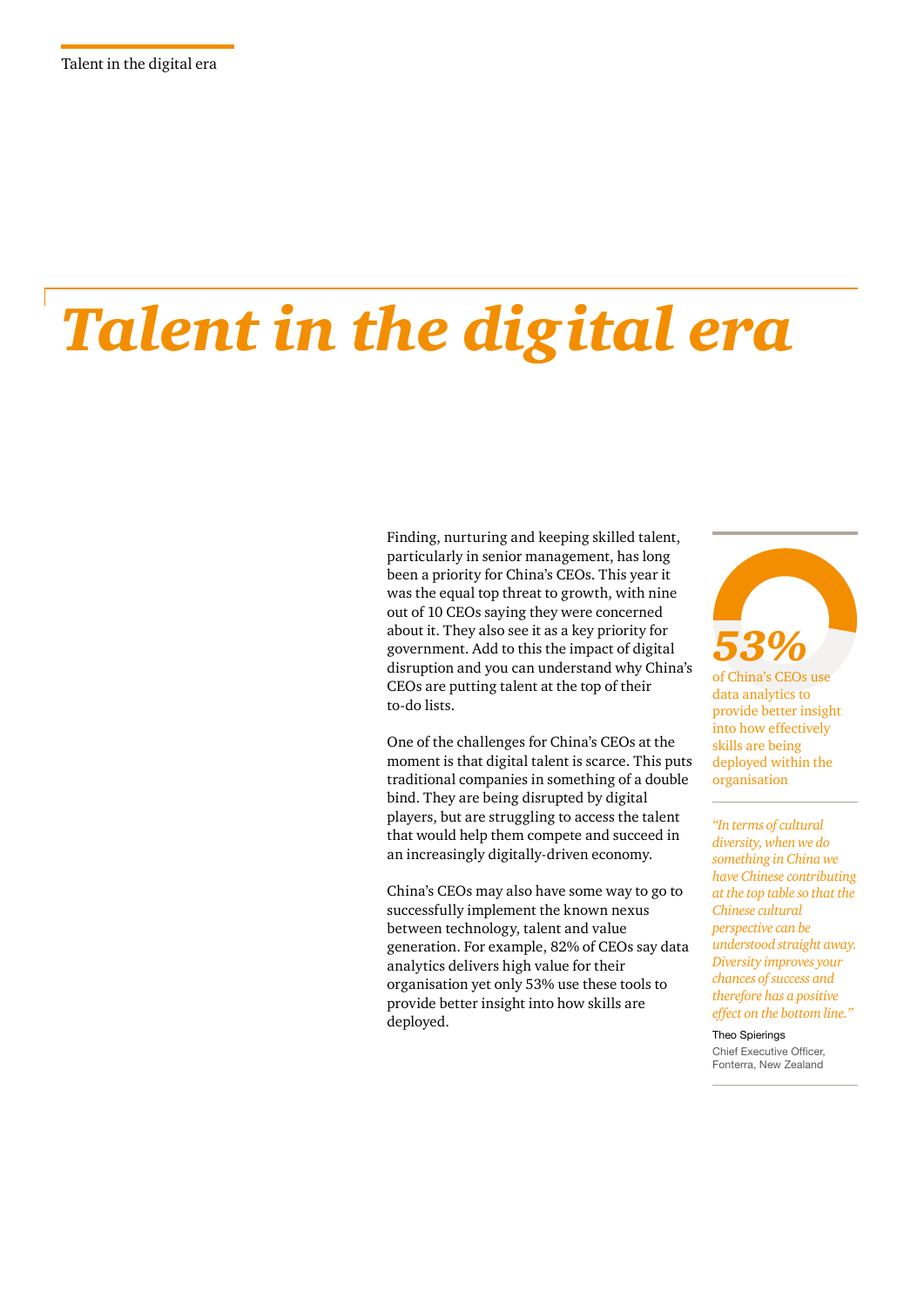# Talent in the digital era

Finding, nurturing and keeping skilled talent, particularly in senior management, has long been a priority for China's CEOs. This year it was the equal top threat to growth, with nine out of 10 CEOs saying they were concerned about it. They also see it as a key priority for government. Add to this the impact of digital disruption and you can understand why China's CEOs are putting talent at the top of their to-do lists.

One of the challenges for China's CEOs at the moment is that digital talent is scarce. This puts traditional companies in something of a double bind. They are being disrupted by digital players, but are struggling to access the talent that would help them compete and succeed in an increasingly digitally-driven economy.

China's CEOs may also have some way to go to successfully implement the known nexus between technology, talent and value generation. For example, 82% of CEOs say data analytics delivers high value for their organisation yet only 53% use these tools to provide better insight into how skills are deployed.

**53%**

of China's CEOs use data analytics to provide better insight into how effectively skills are being deployed within the organisation

*"In terms of cultural diversity, when we do something in China we have Chinese contributing at the top table so that the Chinese cultural perspective can be understood straight away. Diversity improves your chances of success and therefore has a positive effect on the bottom line."*

Theo Spierings
Chief Executive Officer, Fonterra, New Zealand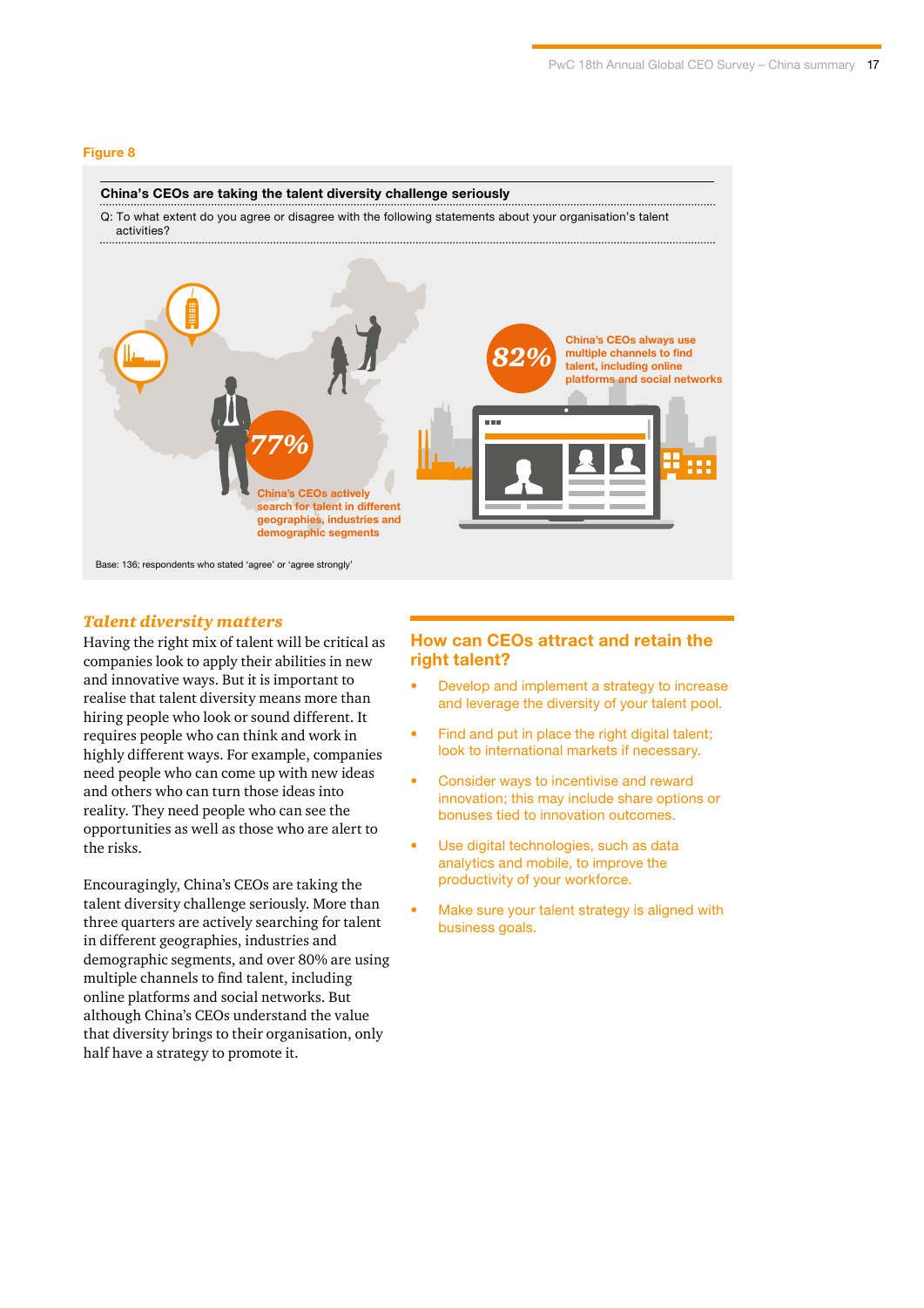**Figure 8**

**China's CEOs are taking the talent diversity challenge seriously**

Q: To what extent do you agree or disagree with the following statements about your organisation's talent activities?

77%

China's CEOs actively search for talent in different geographies, industries and demographic segments

82%

China's CEOs always use multiple channels to find talent, including online platforms and social networks

Base: 136; respondents who stated 'agree' or 'agree strongly'

## *Talent diversity matters*

Having the right mix of talent will be critical as companies look to apply their abilities in new and innovative ways. But it is important to realise that talent diversity means more than hiring people who look or sound different. It requires people who can think and work in highly different ways. For example, companies need people who can come up with new ideas and others who can turn those ideas into reality. They need people who can see the opportunities as well as those who are alert to the risks.

Encouragingly, China's CEOs are taking the talent diversity challenge seriously. More than three quarters are actively searching for talent in different geographies, industries and demographic segments, and over 80% are using multiple channels to find talent, including online platforms and social networks. But although China's CEOs understand the value that diversity brings to their organisation, only half have a strategy to promote it.

## How can CEOs attract and retain the right talent?

- Develop and implement a strategy to increase and leverage the diversity of your talent pool.
- Find and put in place the right digital talent; look to international markets if necessary.
- Consider ways to incentivise and reward innovation; this may include share options or bonuses tied to innovation outcomes.
- Use digital technologies, such as data analytics and mobile, to improve the productivity of your workforce.
- Make sure your talent strategy is aligned with business goals.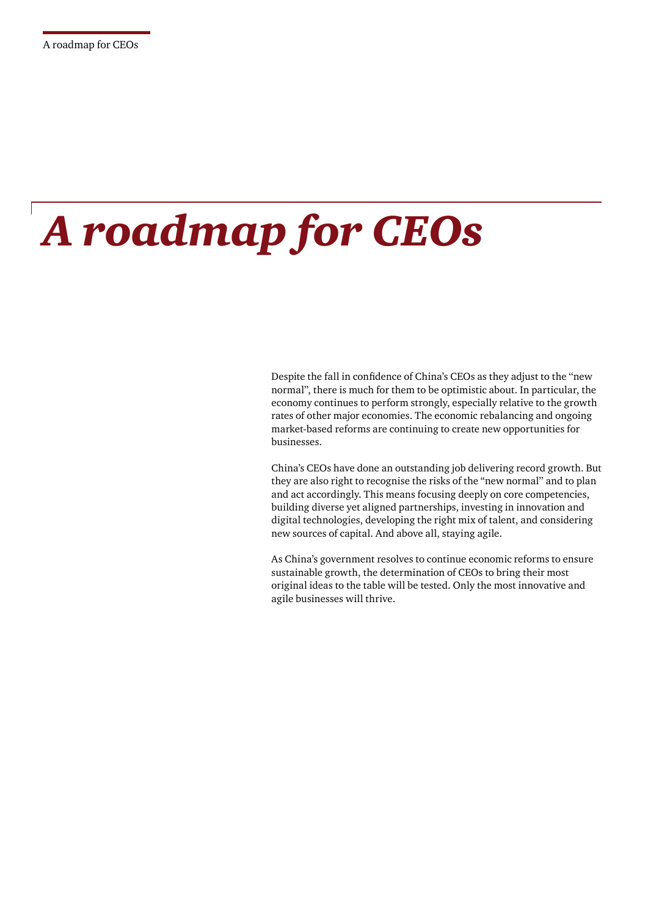# *A roadmap for CEOs*

Despite the fall in confidence of China's CEOs as they adjust to the "new normal", there is much for them to be optimistic about. In particular, the economy continues to perform strongly, especially relative to the growth rates of other major economies. The economic rebalancing and ongoing market-based reforms are continuing to create new opportunities for businesses.

China's CEOs have done an outstanding job delivering record growth. But they are also right to recognise the risks of the "new normal" and to plan and act accordingly. This means focusing deeply on core competencies, building diverse yet aligned partnerships, investing in innovation and digital technologies, developing the right mix of talent, and considering new sources of capital. And above all, staying agile.

As China's government resolves to continue economic reforms to ensure sustainable growth, the determination of CEOs to bring their most original ideas to the table will be tested. Only the most innovative and agile businesses will thrive.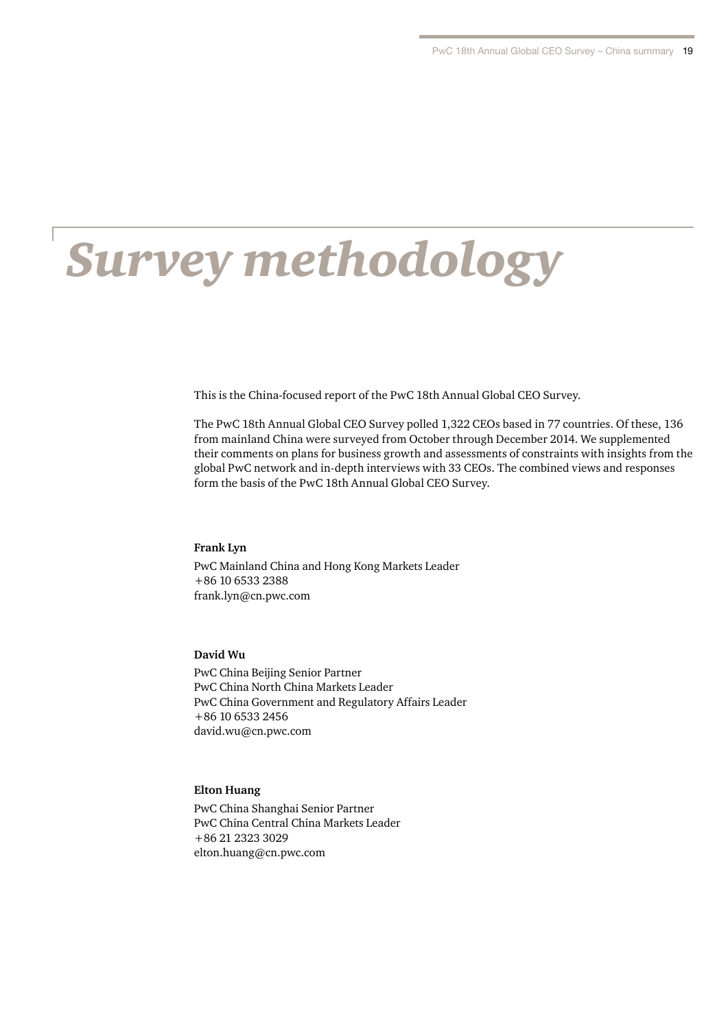# *Survey methodology*

This is the China-focused report of the PwC 18th Annual Global CEO Survey.

The PwC 18th Annual Global CEO Survey polled 1,322 CEOs based in 77 countries. Of these, 136 from mainland China were surveyed from October through December 2014. We supplemented their comments on plans for business growth and assessments of constraints with insights from the global PwC network and in-depth interviews with 33 CEOs. The combined views and responses form the basis of the PwC 18th Annual Global CEO Survey.

**Frank Lyn**

PwC Mainland China and Hong Kong Markets Leader
+86 10 6533 2388
frank.lyn@cn.pwc.com

**David Wu**

PwC China Beijing Senior Partner
PwC China North China Markets Leader
PwC China Government and Regulatory Affairs Leader
+86 10 6533 2456
david.wu@cn.pwc.com

**Elton Huang**

PwC China Shanghai Senior Partner
PwC China Central China Markets Leader
+86 21 2323 3029
elton.huang@cn.pwc.com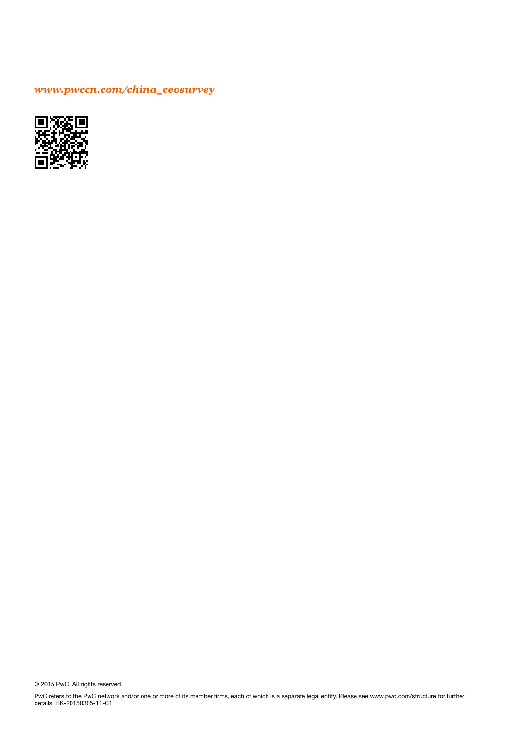*www.pwccn.com/china_ceosurvey*

© 2015 PwC. All rights reserved.

PwC refers to the PwC network and/or one or more of its member firms, each of which is a separate legal entity. Please see www.pwc.com/structure for further details. HK-20150305-11-C1